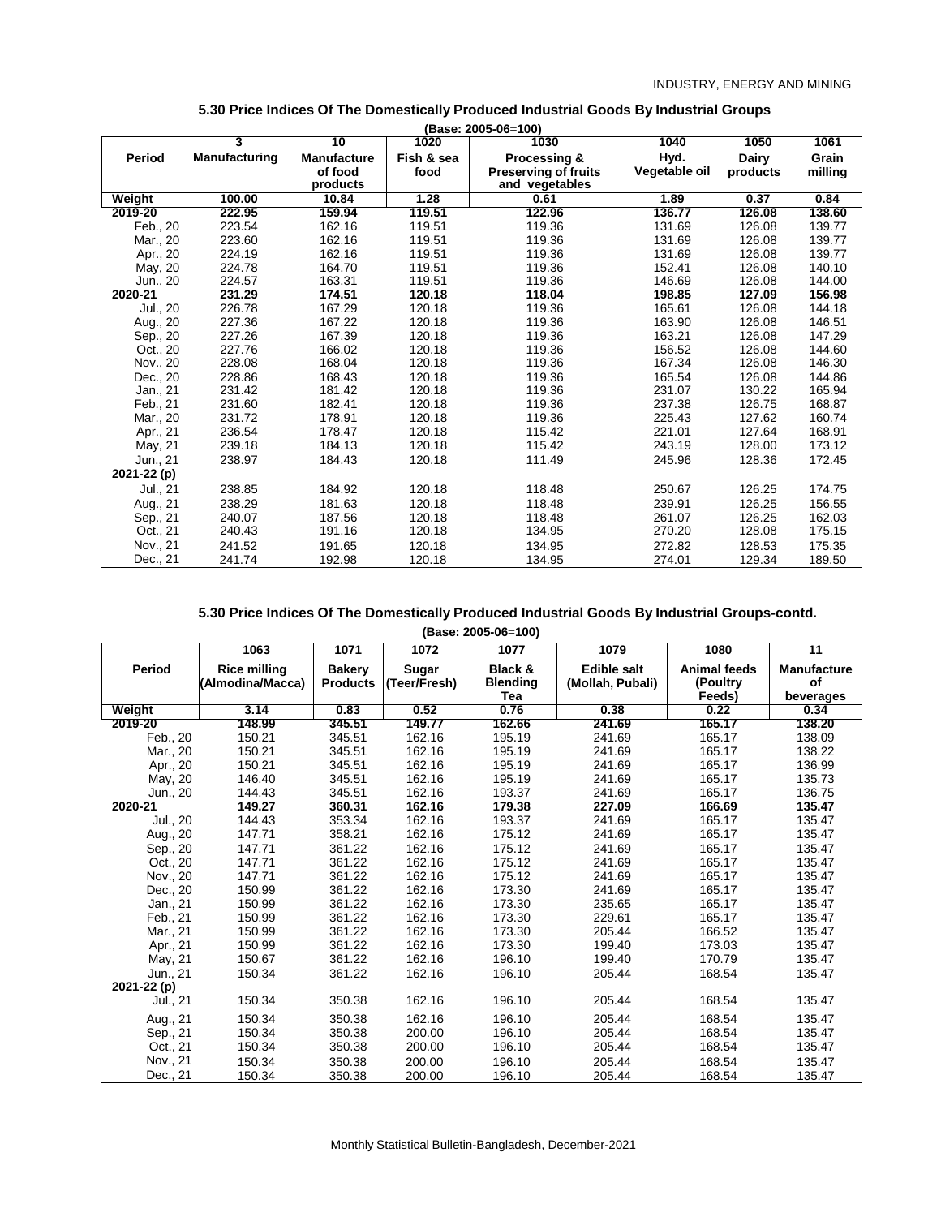## 5.30 Price Indices Of The Domestically Produced Industrial Goods By Industrial Groups

(Base: 2005-06=100)

| Period | 3<br>Manufacturing | 10<br>Manufacture of food products | 1020<br>Fish & sea food | 1030<br>Processing & Preserving of fruits and vegetables | 1040<br>Hyd. Vegetable oil | 1050<br>Dairy products | 1061<br>Grain milling |
|---|---|---|---|---|---|---|---|
| **Weight** | **100.00** | **10.84** | **1.28** | **0.61** | **1.89** | **0.37** | **0.84** |
| **2019-20** | **222.95** | **159.94** | **119.51** | **122.96** | **136.77** | **126.08** | **138.60** |
| Feb., 20 | 223.54 | 162.16 | 119.51 | 119.36 | 131.69 | 126.08 | 139.77 |
| Mar., 20 | 223.60 | 162.16 | 119.51 | 119.36 | 131.69 | 126.08 | 139.77 |
| Apr., 20 | 224.19 | 162.16 | 119.51 | 119.36 | 131.69 | 126.08 | 139.77 |
| May, 20 | 224.78 | 164.70 | 119.51 | 119.36 | 152.41 | 126.08 | 140.10 |
| Jun., 20 | 224.57 | 163.31 | 119.51 | 119.36 | 146.69 | 126.08 | 144.00 |
| **2020-21** | **231.29** | **174.51** | **120.18** | **118.04** | **198.85** | **127.09** | **156.98** |
| Jul., 20 | 226.78 | 167.29 | 120.18 | 119.36 | 165.61 | 126.08 | 144.18 |
| Aug., 20 | 227.36 | 167.22 | 120.18 | 119.36 | 163.90 | 126.08 | 146.51 |
| Sep., 20 | 227.26 | 167.39 | 120.18 | 119.36 | 163.21 | 126.08 | 147.29 |
| Oct., 20 | 227.76 | 166.02 | 120.18 | 119.36 | 156.52 | 126.08 | 144.60 |
| Nov., 20 | 228.08 | 168.04 | 120.18 | 119.36 | 167.34 | 126.08 | 146.30 |
| Dec., 20 | 228.86 | 168.43 | 120.18 | 119.36 | 165.54 | 126.08 | 144.86 |
| Jan., 21 | 231.42 | 181.42 | 120.18 | 119.36 | 231.07 | 130.22 | 165.94 |
| Feb., 21 | 231.60 | 182.41 | 120.18 | 119.36 | 237.38 | 126.75 | 168.87 |
| Mar., 20 | 231.72 | 178.91 | 120.18 | 119.36 | 225.43 | 127.62 | 160.74 |
| Apr., 21 | 236.54 | 178.47 | 120.18 | 115.42 | 221.01 | 127.64 | 168.91 |
| May, 21 | 239.18 | 184.13 | 120.18 | 115.42 | 243.19 | 128.00 | 173.12 |
| Jun., 21 | 238.97 | 184.43 | 120.18 | 111.49 | 245.96 | 128.36 | 172.45 |
| **2021-22 (p)** | | | | | | | |
| Jul., 21 | 238.85 | 184.92 | 120.18 | 118.48 | 250.67 | 126.25 | 174.75 |
| Aug., 21 | 238.29 | 181.63 | 120.18 | 118.48 | 239.91 | 126.25 | 156.55 |
| Sep., 21 | 240.07 | 187.56 | 120.18 | 118.48 | 261.07 | 126.25 | 162.03 |
| Oct., 21 | 240.43 | 191.16 | 120.18 | 134.95 | 270.20 | 128.08 | 175.15 |
| Nov., 21 | 241.52 | 191.65 | 120.18 | 134.95 | 272.82 | 128.53 | 175.35 |
| Dec., 21 | 241.74 | 192.98 | 120.18 | 134.95 | 274.01 | 129.34 | 189.50 |

## 5.30 Price Indices Of The Domestically Produced Industrial Goods By Industrial Groups-contd.

(Base: 2005-06=100)

| Period | 1063<br>Rice milling (Almodina/Macca) | 1071<br>Bakery Products | 1072<br>Sugar (Teer/Fresh) | 1077<br>Black & Blending Tea | 1079<br>Edible salt (Mollah, Pubali) | 1080<br>Animal feeds (Poultry Feeds) | 11<br>Manufacture of beverages |
|---|---|---|---|---|---|---|---|
| **Weight** | **3.14** | **0.83** | **0.52** | **0.76** | **0.38** | **0.22** | **0.34** |
| **2019-20** | **148.99** | **345.51** | **149.77** | **162.66** | **241.69** | **165.17** | **138.20** |
| Feb., 20 | 150.21 | 345.51 | 162.16 | 195.19 | 241.69 | 165.17 | 138.09 |
| Mar., 20 | 150.21 | 345.51 | 162.16 | 195.19 | 241.69 | 165.17 | 138.22 |
| Apr., 20 | 150.21 | 345.51 | 162.16 | 195.19 | 241.69 | 165.17 | 136.99 |
| May, 20 | 146.40 | 345.51 | 162.16 | 195.19 | 241.69 | 165.17 | 135.73 |
| Jun., 20 | 144.43 | 345.51 | 162.16 | 193.37 | 241.69 | 165.17 | 136.75 |
| **2020-21** | **149.27** | **360.31** | **162.16** | **179.38** | **227.09** | **166.69** | **135.47** |
| Jul., 20 | 144.43 | 353.34 | 162.16 | 193.37 | 241.69 | 165.17 | 135.47 |
| Aug., 20 | 147.71 | 358.21 | 162.16 | 175.12 | 241.69 | 165.17 | 135.47 |
| Sep., 20 | 147.71 | 361.22 | 162.16 | 175.12 | 241.69 | 165.17 | 135.47 |
| Oct., 20 | 147.71 | 361.22 | 162.16 | 175.12 | 241.69 | 165.17 | 135.47 |
| Nov., 20 | 147.71 | 361.22 | 162.16 | 175.12 | 241.69 | 165.17 | 135.47 |
| Dec., 20 | 150.99 | 361.22 | 162.16 | 173.30 | 241.69 | 165.17 | 135.47 |
| Jan., 21 | 150.99 | 361.22 | 162.16 | 173.30 | 235.65 | 165.17 | 135.47 |
| Feb., 21 | 150.99 | 361.22 | 162.16 | 173.30 | 229.61 | 165.17 | 135.47 |
| Mar., 21 | 150.99 | 361.22 | 162.16 | 173.30 | 205.44 | 166.52 | 135.47 |
| Apr., 21 | 150.99 | 361.22 | 162.16 | 173.30 | 199.40 | 173.03 | 135.47 |
| May, 21 | 150.67 | 361.22 | 162.16 | 196.10 | 199.40 | 170.79 | 135.47 |
| Jun., 21 | 150.34 | 361.22 | 162.16 | 196.10 | 205.44 | 168.54 | 135.47 |
| **2021-22 (p)** | | | | | | | |
| Jul., 21 | 150.34 | 350.38 | 162.16 | 196.10 | 205.44 | 168.54 | 135.47 |
| Aug., 21 | 150.34 | 350.38 | 162.16 | 196.10 | 205.44 | 168.54 | 135.47 |
| Sep., 21 | 150.34 | 350.38 | 200.00 | 196.10 | 205.44 | 168.54 | 135.47 |
| Oct., 21 | 150.34 | 350.38 | 200.00 | 196.10 | 205.44 | 168.54 | 135.47 |
| Nov., 21 | 150.34 | 350.38 | 200.00 | 196.10 | 205.44 | 168.54 | 135.47 |
| Dec., 21 | 150.34 | 350.38 | 200.00 | 196.10 | 205.44 | 168.54 | 135.47 |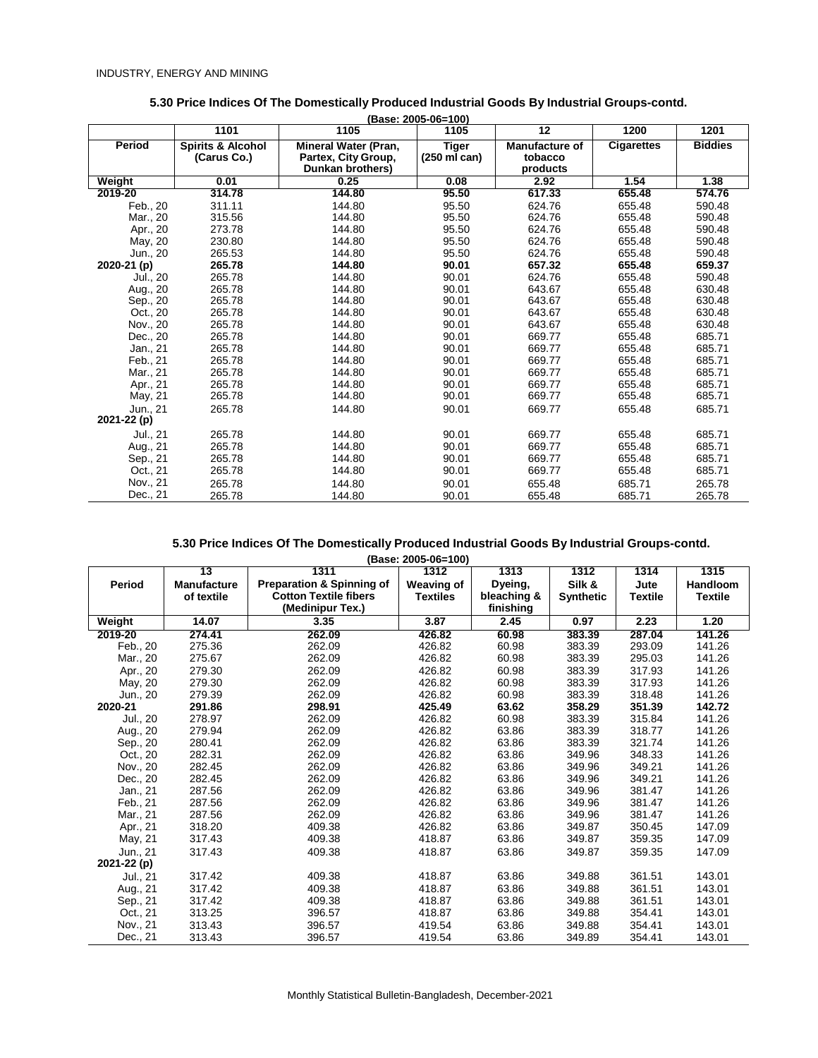INDUSTRY, ENERGY AND MINING

## 5.30 Price Indices Of The Domestically Produced Industrial Goods By Industrial Groups-contd.

(Base: 2005-06=100)

| | 1101 | 1105 | 1105 | 12 | 1200 | 1201 |
|---|---|---|---|---|---|---|
| **Period** | **Spirits & Alcohol (Carus Co.)** | **Mineral Water (Pran, Partex, City Group, Dunkan brothers)** | **Tiger (250 ml can)** | **Manufacture of tobacco products** | **Cigarettes** | **Biddies** |
| **Weight** | **0.01** | **0.25** | **0.08** | **2.92** | **1.54** | **1.38** |
| **2019-20** | **314.78** | **144.80** | **95.50** | **617.33** | **655.48** | **574.76** |
| Feb., 20 | 311.11 | 144.80 | 95.50 | 624.76 | 655.48 | 590.48 |
| Mar., 20 | 315.56 | 144.80 | 95.50 | 624.76 | 655.48 | 590.48 |
| Apr., 20 | 273.78 | 144.80 | 95.50 | 624.76 | 655.48 | 590.48 |
| May, 20 | 230.80 | 144.80 | 95.50 | 624.76 | 655.48 | 590.48 |
| Jun., 20 | 265.53 | 144.80 | 95.50 | 624.76 | 655.48 | 590.48 |
| **2020-21 (p)** | **265.78** | **144.80** | **90.01** | **657.32** | **655.48** | **659.37** |
| Jul., 20 | 265.78 | 144.80 | 90.01 | 624.76 | 655.48 | 590.48 |
| Aug., 20 | 265.78 | 144.80 | 90.01 | 643.67 | 655.48 | 630.48 |
| Sep., 20 | 265.78 | 144.80 | 90.01 | 643.67 | 655.48 | 630.48 |
| Oct., 20 | 265.78 | 144.80 | 90.01 | 643.67 | 655.48 | 630.48 |
| Nov., 20 | 265.78 | 144.80 | 90.01 | 643.67 | 655.48 | 630.48 |
| Dec., 20 | 265.78 | 144.80 | 90.01 | 669.77 | 655.48 | 685.71 |
| Jan., 21 | 265.78 | 144.80 | 90.01 | 669.77 | 655.48 | 685.71 |
| Feb., 21 | 265.78 | 144.80 | 90.01 | 669.77 | 655.48 | 685.71 |
| Mar., 21 | 265.78 | 144.80 | 90.01 | 669.77 | 655.48 | 685.71 |
| Apr., 21 | 265.78 | 144.80 | 90.01 | 669.77 | 655.48 | 685.71 |
| May, 21 | 265.78 | 144.80 | 90.01 | 669.77 | 655.48 | 685.71 |
| Jun., 21 | 265.78 | 144.80 | 90.01 | 669.77 | 655.48 | 685.71 |
| **2021-22 (p)** | | | | | | |
| Jul., 21 | 265.78 | 144.80 | 90.01 | 669.77 | 655.48 | 685.71 |
| Aug., 21 | 265.78 | 144.80 | 90.01 | 669.77 | 655.48 | 685.71 |
| Sep., 21 | 265.78 | 144.80 | 90.01 | 669.77 | 655.48 | 685.71 |
| Oct., 21 | 265.78 | 144.80 | 90.01 | 669.77 | 655.48 | 685.71 |
| Nov., 21 | 265.78 | 144.80 | 90.01 | 655.48 | 685.71 | 265.78 |
| Dec., 21 | 265.78 | 144.80 | 90.01 | 655.48 | 685.71 | 265.78 |

## 5.30 Price Indices Of The Domestically Produced Industrial Goods By Industrial Groups-contd.

(Base: 2005-06=100)

| | 13 | 1311 | 1312 | 1313 | 1312 | 1314 | 1315 |
|---|---|---|---|---|---|---|---|
| **Period** | **Manufacture of textile** | **Preparation & Spinning of Cotton Textile fibers (Medinipur Tex.)** | **Weaving of Textiles** | **Dyeing, bleaching & finishing** | **Silk & Synthetic** | **Jute Textile** | **Handloom Textile** |
| **Weight** | **14.07** | **3.35** | **3.87** | **2.45** | **0.97** | **2.23** | **1.20** |
| **2019-20** | **274.41** | **262.09** | **426.82** | **60.98** | **383.39** | **287.04** | **141.26** |
| Feb., 20 | 275.36 | 262.09 | 426.82 | 60.98 | 383.39 | 293.09 | 141.26 |
| Mar., 20 | 275.67 | 262.09 | 426.82 | 60.98 | 383.39 | 295.03 | 141.26 |
| Apr., 20 | 279.30 | 262.09 | 426.82 | 60.98 | 383.39 | 317.93 | 141.26 |
| May, 20 | 279.30 | 262.09 | 426.82 | 60.98 | 383.39 | 317.93 | 141.26 |
| Jun., 20 | 279.39 | 262.09 | 426.82 | 60.98 | 383.39 | 318.48 | 141.26 |
| **2020-21** | **291.86** | **298.91** | **425.49** | **63.62** | **358.29** | **351.39** | **142.72** |
| Jul., 20 | 278.97 | 262.09 | 426.82 | 60.98 | 383.39 | 315.84 | 141.26 |
| Aug., 20 | 279.94 | 262.09 | 426.82 | 63.86 | 383.39 | 318.77 | 141.26 |
| Sep., 20 | 280.41 | 262.09 | 426.82 | 63.86 | 383.39 | 321.74 | 141.26 |
| Oct., 20 | 282.31 | 262.09 | 426.82 | 63.86 | 349.96 | 348.33 | 141.26 |
| Nov., 20 | 282.45 | 262.09 | 426.82 | 63.86 | 349.96 | 349.21 | 141.26 |
| Dec., 20 | 282.45 | 262.09 | 426.82 | 63.86 | 349.96 | 349.21 | 141.26 |
| Jan., 21 | 287.56 | 262.09 | 426.82 | 63.86 | 349.96 | 381.47 | 141.26 |
| Feb., 21 | 287.56 | 262.09 | 426.82 | 63.86 | 349.96 | 381.47 | 141.26 |
| Mar., 21 | 287.56 | 262.09 | 426.82 | 63.86 | 349.96 | 381.47 | 141.26 |
| Apr., 21 | 318.20 | 409.38 | 426.82 | 63.86 | 349.87 | 350.45 | 147.09 |
| May, 21 | 317.43 | 409.38 | 418.87 | 63.86 | 349.87 | 359.35 | 147.09 |
| Jun., 21 | 317.43 | 409.38 | 418.87 | 63.86 | 349.87 | 359.35 | 147.09 |
| **2021-22 (p)** | | | | | | | |
| Jul., 21 | 317.42 | 409.38 | 418.87 | 63.86 | 349.88 | 361.51 | 143.01 |
| Aug., 21 | 317.42 | 409.38 | 418.87 | 63.86 | 349.88 | 361.51 | 143.01 |
| Sep., 21 | 317.42 | 409.38 | 418.87 | 63.86 | 349.88 | 361.51 | 143.01 |
| Oct., 21 | 313.25 | 396.57 | 418.87 | 63.86 | 349.88 | 354.41 | 143.01 |
| Nov., 21 | 313.43 | 396.57 | 419.54 | 63.86 | 349.88 | 354.41 | 143.01 |
| Dec., 21 | 313.43 | 396.57 | 419.54 | 63.86 | 349.89 | 354.41 | 143.01 |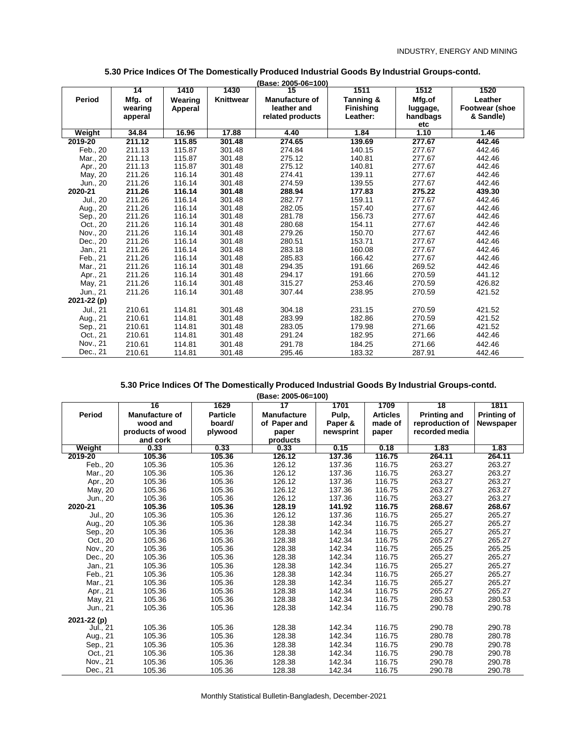## 5.30 Price Indices Of The Domestically Produced Industrial Goods By Industrial Groups-contd.

(Base: 2005-06=100)

| Period | 14 Mfg. of wearing apperal | 1410 Wearing Apperal | 1430 Knittwear | 15 Manufacture of leather and related products | 1511 Tanning & Finishing Leather: | 1512 Mfg.of luggage, handbags etc | 1520 Leather Footwear (shoe & Sandle) |
|---|---|---|---|---|---|---|---|
| Weight | 34.84 | 16.96 | 17.88 | 4.40 | 1.84 | 1.10 | 1.46 |
| **2019-20** | **211.12** | **115.85** | **301.48** | **274.65** | **139.69** | **277.67** | **442.46** |
| Feb., 20 | 211.13 | 115.87 | 301.48 | 274.84 | 140.15 | 277.67 | 442.46 |
| Mar., 20 | 211.13 | 115.87 | 301.48 | 275.12 | 140.81 | 277.67 | 442.46 |
| Apr., 20 | 211.13 | 115.87 | 301.48 | 275.12 | 140.81 | 277.67 | 442.46 |
| May, 20 | 211.26 | 116.14 | 301.48 | 274.41 | 139.11 | 277.67 | 442.46 |
| Jun., 20 | 211.26 | 116.14 | 301.48 | 274.59 | 139.55 | 277.67 | 442.46 |
| **2020-21** | **211.26** | **116.14** | **301.48** | **288.94** | **177.83** | **275.22** | **439.30** |
| Jul., 20 | 211.26 | 116.14 | 301.48 | 282.77 | 159.11 | 277.67 | 442.46 |
| Aug., 20 | 211.26 | 116.14 | 301.48 | 282.05 | 157.40 | 277.67 | 442.46 |
| Sep., 20 | 211.26 | 116.14 | 301.48 | 281.78 | 156.73 | 277.67 | 442.46 |
| Oct., 20 | 211.26 | 116.14 | 301.48 | 280.68 | 154.11 | 277.67 | 442.46 |
| Nov., 20 | 211.26 | 116.14 | 301.48 | 279.26 | 150.70 | 277.67 | 442.46 |
| Dec., 20 | 211.26 | 116.14 | 301.48 | 280.51 | 153.71 | 277.67 | 442.46 |
| Jan., 21 | 211.26 | 116.14 | 301.48 | 283.18 | 160.08 | 277.67 | 442.46 |
| Feb., 21 | 211.26 | 116.14 | 301.48 | 285.83 | 166.42 | 277.67 | 442.46 |
| Mar., 21 | 211.26 | 116.14 | 301.48 | 294.35 | 191.66 | 269.52 | 442.46 |
| Apr., 21 | 211.26 | 116.14 | 301.48 | 294.17 | 191.66 | 270.59 | 441.12 |
| May, 21 | 211.26 | 116.14 | 301.48 | 315.27 | 253.46 | 270.59 | 426.82 |
| Jun., 21 | 211.26 | 116.14 | 301.48 | 307.44 | 238.95 | 270.59 | 421.52 |
| **2021-22 (p)** | | | | | | | |
| Jul., 21 | 210.61 | 114.81 | 301.48 | 304.18 | 231.15 | 270.59 | 421.52 |
| Aug., 21 | 210.61 | 114.81 | 301.48 | 283.99 | 182.86 | 270.59 | 421.52 |
| Sep., 21 | 210.61 | 114.81 | 301.48 | 283.05 | 179.98 | 271.66 | 421.52 |
| Oct., 21 | 210.61 | 114.81 | 301.48 | 291.24 | 182.95 | 271.66 | 442.46 |
| Nov., 21 | 210.61 | 114.81 | 301.48 | 291.78 | 184.25 | 271.66 | 442.46 |
| Dec., 21 | 210.61 | 114.81 | 301.48 | 295.46 | 183.32 | 287.91 | 442.46 |

## 5.30 Price Indices Of The Domestically Produced Industrial Goods By Industrial Groups-contd.

(Base: 2005-06=100)

| Period | 16 Manufacture of wood and products of wood and cork | 1629 Particle board/ plywood | 17 Manufacture of Paper and paper products | 1701 Pulp, Paper & newsprint | 1709 Articles made of paper | 18 Printing and reproduction of recorded media | 1811 Printing of Newspaper |
|---|---|---|---|---|---|---|---|
| Weight | 0.33 | 0.33 | 0.33 | 0.15 | 0.18 | 1.83 | 1.83 |
| **2019-20** | **105.36** | **105.36** | **126.12** | **137.36** | **116.75** | **264.11** | **264.11** |
| Feb., 20 | 105.36 | 105.36 | 126.12 | 137.36 | 116.75 | 263.27 | 263.27 |
| Mar., 20 | 105.36 | 105.36 | 126.12 | 137.36 | 116.75 | 263.27 | 263.27 |
| Apr., 20 | 105.36 | 105.36 | 126.12 | 137.36 | 116.75 | 263.27 | 263.27 |
| May, 20 | 105.36 | 105.36 | 126.12 | 137.36 | 116.75 | 263.27 | 263.27 |
| Jun., 20 | 105.36 | 105.36 | 126.12 | 137.36 | 116.75 | 263.27 | 263.27 |
| **2020-21** | **105.36** | **105.36** | **128.19** | **141.92** | **116.75** | **268.67** | **268.67** |
| Jul., 20 | 105.36 | 105.36 | 126.12 | 137.36 | 116.75 | 265.27 | 265.27 |
| Aug., 20 | 105.36 | 105.36 | 128.38 | 142.34 | 116.75 | 265.27 | 265.27 |
| Sep., 20 | 105.36 | 105.36 | 128.38 | 142.34 | 116.75 | 265.27 | 265.27 |
| Oct., 20 | 105.36 | 105.36 | 128.38 | 142.34 | 116.75 | 265.27 | 265.27 |
| Nov., 20 | 105.36 | 105.36 | 128.38 | 142.34 | 116.75 | 265.25 | 265.25 |
| Dec., 20 | 105.36 | 105.36 | 128.38 | 142.34 | 116.75 | 265.27 | 265.27 |
| Jan., 21 | 105.36 | 105.36 | 128.38 | 142.34 | 116.75 | 265.27 | 265.27 |
| Feb., 21 | 105.36 | 105.36 | 128.38 | 142.34 | 116.75 | 265.27 | 265.27 |
| Mar., 21 | 105.36 | 105.36 | 128.38 | 142.34 | 116.75 | 265.27 | 265.27 |
| Apr., 21 | 105.36 | 105.36 | 128.38 | 142.34 | 116.75 | 265.27 | 265.27 |
| May, 21 | 105.36 | 105.36 | 128.38 | 142.34 | 116.75 | 280.53 | 280.53 |
| Jun., 21 | 105.36 | 105.36 | 128.38 | 142.34 | 116.75 | 290.78 | 290.78 |
| **2021-22 (p)** | | | | | | | |
| Jul., 21 | 105.36 | 105.36 | 128.38 | 142.34 | 116.75 | 290.78 | 290.78 |
| Aug., 21 | 105.36 | 105.36 | 128.38 | 142.34 | 116.75 | 280.78 | 280.78 |
| Sep., 21 | 105.36 | 105.36 | 128.38 | 142.34 | 116.75 | 290.78 | 290.78 |
| Oct., 21 | 105.36 | 105.36 | 128.38 | 142.34 | 116.75 | 290.78 | 290.78 |
| Nov., 21 | 105.36 | 105.36 | 128.38 | 142.34 | 116.75 | 290.78 | 290.78 |
| Dec., 21 | 105.36 | 105.36 | 128.38 | 142.34 | 116.75 | 290.78 | 290.78 |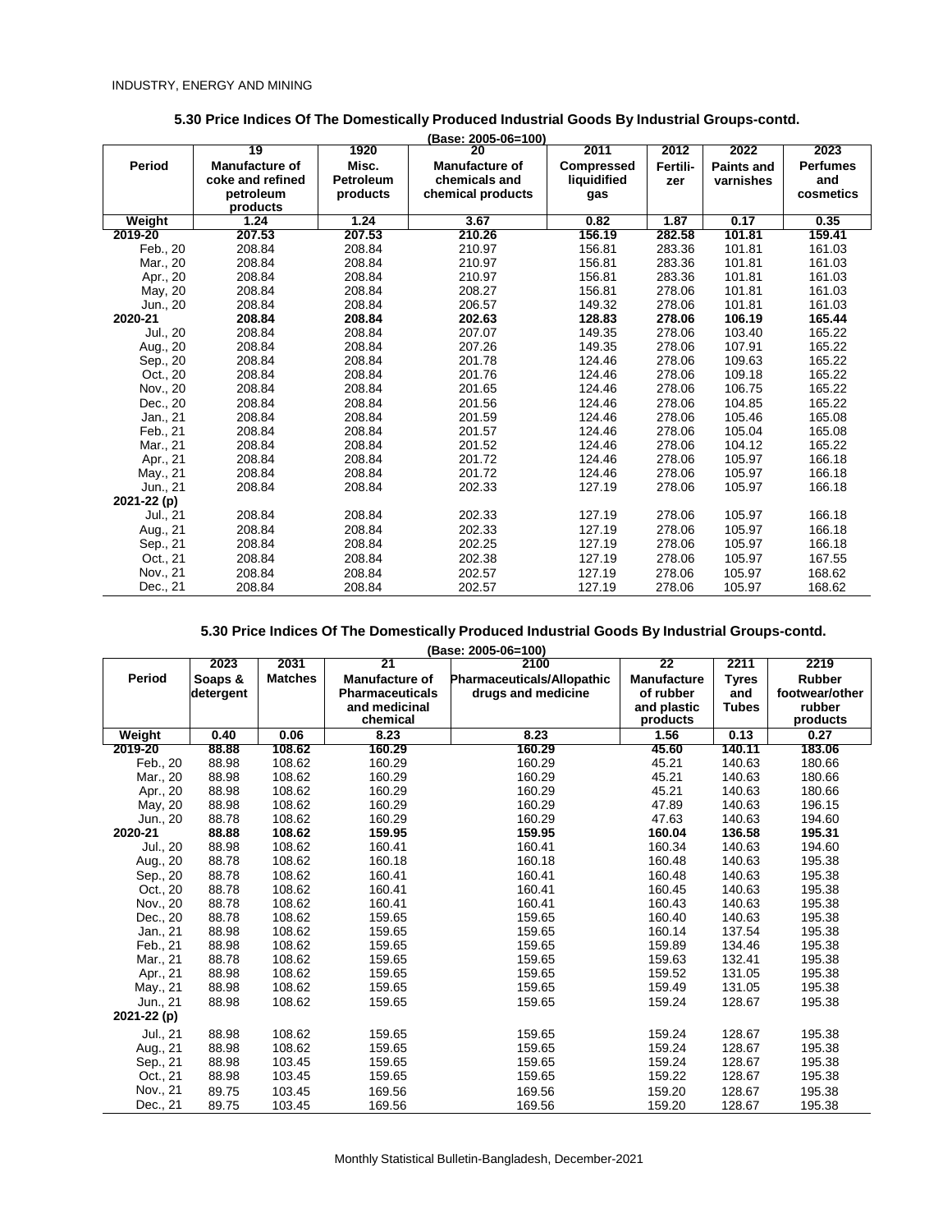## 5.30 Price Indices Of The Domestically Produced Industrial Goods By Industrial Groups-contd.

(Base: 2005-06=100)

| Period | 19 Manufacture of coke and refined petroleum products | 1920 Misc. Petroleum products | 20 Manufacture of chemicals and chemical products | 2011 Compressed liquidified gas | 2012 Fertili-zer | 2022 Paints and varnishes | 2023 Perfumes and cosmetics |
|---|---|---|---|---|---|---|---|
| Weight | 1.24 | 1.24 | 3.67 | 0.82 | 1.87 | 0.17 | 0.35 |
| **2019-20** | **207.53** | **207.53** | **210.26** | **156.19** | **282.58** | **101.81** | **159.41** |
| Feb., 20 | 208.84 | 208.84 | 210.97 | 156.81 | 283.36 | 101.81 | 161.03 |
| Mar., 20 | 208.84 | 208.84 | 210.97 | 156.81 | 283.36 | 101.81 | 161.03 |
| Apr., 20 | 208.84 | 208.84 | 210.97 | 156.81 | 283.36 | 101.81 | 161.03 |
| May, 20 | 208.84 | 208.84 | 208.27 | 156.81 | 278.06 | 101.81 | 161.03 |
| Jun., 20 | 208.84 | 208.84 | 206.57 | 149.32 | 278.06 | 101.81 | 161.03 |
| **2020-21** | **208.84** | **208.84** | **202.63** | **128.83** | **278.06** | **106.19** | **165.44** |
| Jul., 20 | 208.84 | 208.84 | 207.07 | 149.35 | 278.06 | 103.40 | 165.22 |
| Aug., 20 | 208.84 | 208.84 | 207.26 | 149.35 | 278.06 | 107.91 | 165.22 |
| Sep., 20 | 208.84 | 208.84 | 201.78 | 124.46 | 278.06 | 109.63 | 165.22 |
| Oct., 20 | 208.84 | 208.84 | 201.76 | 124.46 | 278.06 | 109.18 | 165.22 |
| Nov., 20 | 208.84 | 208.84 | 201.65 | 124.46 | 278.06 | 106.75 | 165.22 |
| Dec., 20 | 208.84 | 208.84 | 201.56 | 124.46 | 278.06 | 104.85 | 165.22 |
| Jan., 21 | 208.84 | 208.84 | 201.59 | 124.46 | 278.06 | 105.46 | 165.08 |
| Feb., 21 | 208.84 | 208.84 | 201.57 | 124.46 | 278.06 | 105.04 | 165.08 |
| Mar., 21 | 208.84 | 208.84 | 201.52 | 124.46 | 278.06 | 104.12 | 165.22 |
| Apr., 21 | 208.84 | 208.84 | 201.72 | 124.46 | 278.06 | 105.97 | 166.18 |
| May., 21 | 208.84 | 208.84 | 201.72 | 124.46 | 278.06 | 105.97 | 166.18 |
| Jun., 21 | 208.84 | 208.84 | 202.33 | 127.19 | 278.06 | 105.97 | 166.18 |
| **2021-22 (p)** | | | | | | | |
| Jul., 21 | 208.84 | 208.84 | 202.33 | 127.19 | 278.06 | 105.97 | 166.18 |
| Aug., 21 | 208.84 | 208.84 | 202.33 | 127.19 | 278.06 | 105.97 | 166.18 |
| Sep., 21 | 208.84 | 208.84 | 202.25 | 127.19 | 278.06 | 105.97 | 166.18 |
| Oct., 21 | 208.84 | 208.84 | 202.38 | 127.19 | 278.06 | 105.97 | 167.55 |
| Nov., 21 | 208.84 | 208.84 | 202.57 | 127.19 | 278.06 | 105.97 | 168.62 |
| Dec., 21 | 208.84 | 208.84 | 202.57 | 127.19 | 278.06 | 105.97 | 168.62 |

## 5.30 Price Indices Of The Domestically Produced Industrial Goods By Industrial Groups-contd.

(Base: 2005-06=100)

| Period | 2023 Soaps & detergent | 2031 Matches | 21 Manufacture of Pharmaceuticals and medicinal chemical | 2100 Pharmaceuticals/Allopathic drugs and medicine | 22 Manufacture of rubber and plastic products | 2211 Tyres and Tubes | 2219 Rubber footwear/other rubber products |
|---|---|---|---|---|---|---|---|
| Weight | 0.40 | 0.06 | 8.23 | 8.23 | 1.56 | 0.13 | 0.27 |
| **2019-20** | **88.88** | **108.62** | **160.29** | **160.29** | **45.60** | **140.11** | **183.06** |
| Feb., 20 | 88.98 | 108.62 | 160.29 | 160.29 | 45.21 | 140.63 | 180.66 |
| Mar., 20 | 88.98 | 108.62 | 160.29 | 160.29 | 45.21 | 140.63 | 180.66 |
| Apr., 20 | 88.98 | 108.62 | 160.29 | 160.29 | 45.21 | 140.63 | 180.66 |
| May, 20 | 88.98 | 108.62 | 160.29 | 160.29 | 47.89 | 140.63 | 196.15 |
| Jun., 20 | 88.78 | 108.62 | 160.29 | 160.29 | 47.63 | 140.63 | 194.60 |
| **2020-21** | **88.88** | **108.62** | **159.95** | **159.95** | **160.04** | **136.58** | **195.31** |
| Jul., 20 | 88.98 | 108.62 | 160.41 | 160.41 | 160.34 | 140.63 | 194.60 |
| Aug., 20 | 88.78 | 108.62 | 160.18 | 160.18 | 160.48 | 140.63 | 195.38 |
| Sep., 20 | 88.78 | 108.62 | 160.41 | 160.41 | 160.48 | 140.63 | 195.38 |
| Oct., 20 | 88.78 | 108.62 | 160.41 | 160.41 | 160.45 | 140.63 | 195.38 |
| Nov., 20 | 88.78 | 108.62 | 160.41 | 160.41 | 160.43 | 140.63 | 195.38 |
| Dec., 20 | 88.78 | 108.62 | 159.65 | 159.65 | 160.40 | 140.63 | 195.38 |
| Jan., 21 | 88.98 | 108.62 | 159.65 | 159.65 | 160.14 | 137.54 | 195.38 |
| Feb., 21 | 88.98 | 108.62 | 159.65 | 159.65 | 159.89 | 134.46 | 195.38 |
| Mar., 21 | 88.78 | 108.62 | 159.65 | 159.65 | 159.63 | 132.41 | 195.38 |
| Apr., 21 | 88.98 | 108.62 | 159.65 | 159.65 | 159.52 | 131.05 | 195.38 |
| May., 21 | 88.98 | 108.62 | 159.65 | 159.65 | 159.49 | 131.05 | 195.38 |
| Jun., 21 | 88.98 | 108.62 | 159.65 | 159.65 | 159.24 | 128.67 | 195.38 |
| **2021-22 (p)** | | | | | | | |
| Jul., 21 | 88.98 | 108.62 | 159.65 | 159.65 | 159.24 | 128.67 | 195.38 |
| Aug., 21 | 88.98 | 108.62 | 159.65 | 159.65 | 159.24 | 128.67 | 195.38 |
| Sep., 21 | 88.98 | 103.45 | 159.65 | 159.65 | 159.24 | 128.67 | 195.38 |
| Oct., 21 | 88.98 | 103.45 | 159.65 | 159.65 | 159.22 | 128.67 | 195.38 |
| Nov., 21 | 89.75 | 103.45 | 169.56 | 169.56 | 159.20 | 128.67 | 195.38 |
| Dec., 21 | 89.75 | 103.45 | 169.56 | 169.56 | 159.20 | 128.67 | 195.38 |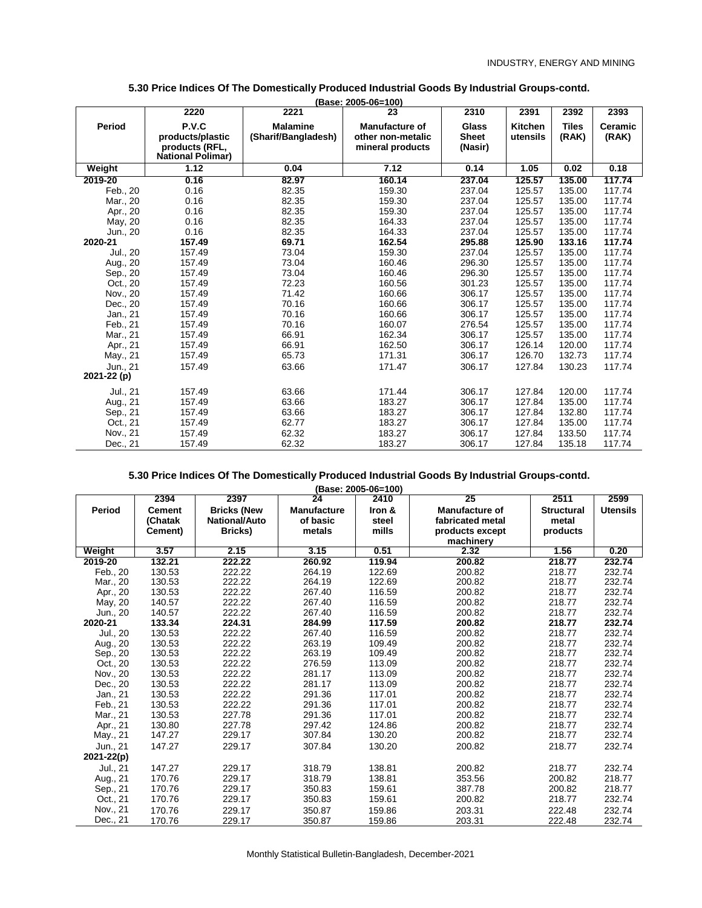### 5.30 Price Indices Of The Domestically Produced Industrial Goods By Industrial Groups-contd.

(Base: 2005-06=100)

| Period | 2220 P.V.C products/plastic products (RFL, National Polimar) | 2221 Malamine (Sharif/Bangladesh) | 23 Manufacture of other non-metalic mineral products | 2310 Glass Sheet (Nasir) | 2391 Kitchen utensils | 2392 Tiles (RAK) | 2393 Ceramic (RAK) |
|---|---|---|---|---|---|---|---|
| **Weight** | **1.12** | **0.04** | **7.12** | **0.14** | **1.05** | **0.02** | **0.18** |
| **2019-20** | **0.16** | **82.97** | **160.14** | **237.04** | **125.57** | **135.00** | **117.74** |
| Feb., 20 | 0.16 | 82.35 | 159.30 | 237.04 | 125.57 | 135.00 | 117.74 |
| Mar., 20 | 0.16 | 82.35 | 159.30 | 237.04 | 125.57 | 135.00 | 117.74 |
| Apr., 20 | 0.16 | 82.35 | 159.30 | 237.04 | 125.57 | 135.00 | 117.74 |
| May, 20 | 0.16 | 82.35 | 164.33 | 237.04 | 125.57 | 135.00 | 117.74 |
| Jun., 20 | 0.16 | 82.35 | 164.33 | 237.04 | 125.57 | 135.00 | 117.74 |
| **2020-21** | **157.49** | **69.71** | **162.54** | **295.88** | **125.90** | **133.16** | **117.74** |
| Jul., 20 | 157.49 | 73.04 | 159.30 | 237.04 | 125.57 | 135.00 | 117.74 |
| Aug., 20 | 157.49 | 73.04 | 160.46 | 296.30 | 125.57 | 135.00 | 117.74 |
| Sep., 20 | 157.49 | 73.04 | 160.46 | 296.30 | 125.57 | 135.00 | 117.74 |
| Oct., 20 | 157.49 | 72.23 | 160.56 | 301.23 | 125.57 | 135.00 | 117.74 |
| Nov., 20 | 157.49 | 71.42 | 160.66 | 306.17 | 125.57 | 135.00 | 117.74 |
| Dec., 20 | 157.49 | 70.16 | 160.66 | 306.17 | 125.57 | 135.00 | 117.74 |
| Jan., 21 | 157.49 | 70.16 | 160.66 | 306.17 | 125.57 | 135.00 | 117.74 |
| Feb., 21 | 157.49 | 70.16 | 160.07 | 276.54 | 125.57 | 135.00 | 117.74 |
| Mar., 21 | 157.49 | 66.91 | 162.34 | 306.17 | 125.57 | 135.00 | 117.74 |
| Apr., 21 | 157.49 | 66.91 | 162.50 | 306.17 | 126.14 | 120.00 | 117.74 |
| May., 21 | 157.49 | 65.73 | 171.31 | 306.17 | 126.70 | 132.73 | 117.74 |
| Jun., 21 | 157.49 | 63.66 | 171.47 | 306.17 | 127.84 | 130.23 | 117.74 |
| **2021-22 (p)** | | | | | | | |
| Jul., 21 | 157.49 | 63.66 | 171.44 | 306.17 | 127.84 | 120.00 | 117.74 |
| Aug., 21 | 157.49 | 63.66 | 183.27 | 306.17 | 127.84 | 135.00 | 117.74 |
| Sep., 21 | 157.49 | 63.66 | 183.27 | 306.17 | 127.84 | 132.80 | 117.74 |
| Oct., 21 | 157.49 | 62.77 | 183.27 | 306.17 | 127.84 | 135.00 | 117.74 |
| Nov., 21 | 157.49 | 62.32 | 183.27 | 306.17 | 127.84 | 133.50 | 117.74 |
| Dec., 21 | 157.49 | 62.32 | 183.27 | 306.17 | 127.84 | 135.18 | 117.74 |

### 5.30 Price Indices Of The Domestically Produced Industrial Goods By Industrial Groups-contd.

(Base: 2005-06=100)

| Period | 2394 Cement (Chatak Cement) | 2397 Bricks (New National/Auto Bricks) | 24 Manufacture of basic metals | 2410 Iron & steel mills | 25 Manufacture of fabricated metal products except machinery | 2511 Structural metal products | 2599 Utensils |
|---|---|---|---|---|---|---|---|
| **Weight** | **3.57** | **2.15** | **3.15** | **0.51** | **2.32** | **1.56** | **0.20** |
| **2019-20** | **132.21** | **222.22** | **260.92** | **119.94** | **200.82** | **218.77** | **232.74** |
| Feb., 20 | 130.53 | 222.22 | 264.19 | 122.69 | 200.82 | 218.77 | 232.74 |
| Mar., 20 | 130.53 | 222.22 | 264.19 | 122.69 | 200.82 | 218.77 | 232.74 |
| Apr., 20 | 130.53 | 222.22 | 267.40 | 116.59 | 200.82 | 218.77 | 232.74 |
| May, 20 | 140.57 | 222.22 | 267.40 | 116.59 | 200.82 | 218.77 | 232.74 |
| Jun., 20 | 140.57 | 222.22 | 267.40 | 116.59 | 200.82 | 218.77 | 232.74 |
| **2020-21** | **133.34** | **224.31** | **284.99** | **117.59** | **200.82** | **218.77** | **232.74** |
| Jul., 20 | 130.53 | 222.22 | 267.40 | 116.59 | 200.82 | 218.77 | 232.74 |
| Aug., 20 | 130.53 | 222.22 | 263.19 | 109.49 | 200.82 | 218.77 | 232.74 |
| Sep., 20 | 130.53 | 222.22 | 263.19 | 109.49 | 200.82 | 218.77 | 232.74 |
| Oct., 20 | 130.53 | 222.22 | 276.59 | 113.09 | 200.82 | 218.77 | 232.74 |
| Nov., 20 | 130.53 | 222.22 | 281.17 | 113.09 | 200.82 | 218.77 | 232.74 |
| Dec., 20 | 130.53 | 222.22 | 281.17 | 113.09 | 200.82 | 218.77 | 232.74 |
| Jan., 21 | 130.53 | 222.22 | 291.36 | 117.01 | 200.82 | 218.77 | 232.74 |
| Feb., 21 | 130.53 | 222.22 | 291.36 | 117.01 | 200.82 | 218.77 | 232.74 |
| Mar., 21 | 130.53 | 227.78 | 291.36 | 117.01 | 200.82 | 218.77 | 232.74 |
| Apr., 21 | 130.80 | 227.78 | 297.42 | 124.86 | 200.82 | 218.77 | 232.74 |
| May., 21 | 147.27 | 229.17 | 307.84 | 130.20 | 200.82 | 218.77 | 232.74 |
| Jun., 21 | 147.27 | 229.17 | 307.84 | 130.20 | 200.82 | 218.77 | 232.74 |
| **2021-22(p)** | | | | | | | |
| Jul., 21 | 147.27 | 229.17 | 318.79 | 138.81 | 200.82 | 218.77 | 232.74 |
| Aug., 21 | 170.76 | 229.17 | 318.79 | 138.81 | 353.56 | 200.82 | 218.77 |
| Sep., 21 | 170.76 | 229.17 | 350.83 | 159.61 | 387.78 | 200.82 | 218.77 |
| Oct., 21 | 170.76 | 229.17 | 350.83 | 159.61 | 200.82 | 218.77 | 232.74 |
| Nov., 21 | 170.76 | 229.17 | 350.87 | 159.86 | 203.31 | 222.48 | 232.74 |
| Dec., 21 | 170.76 | 229.17 | 350.87 | 159.86 | 203.31 | 222.48 | 232.74 |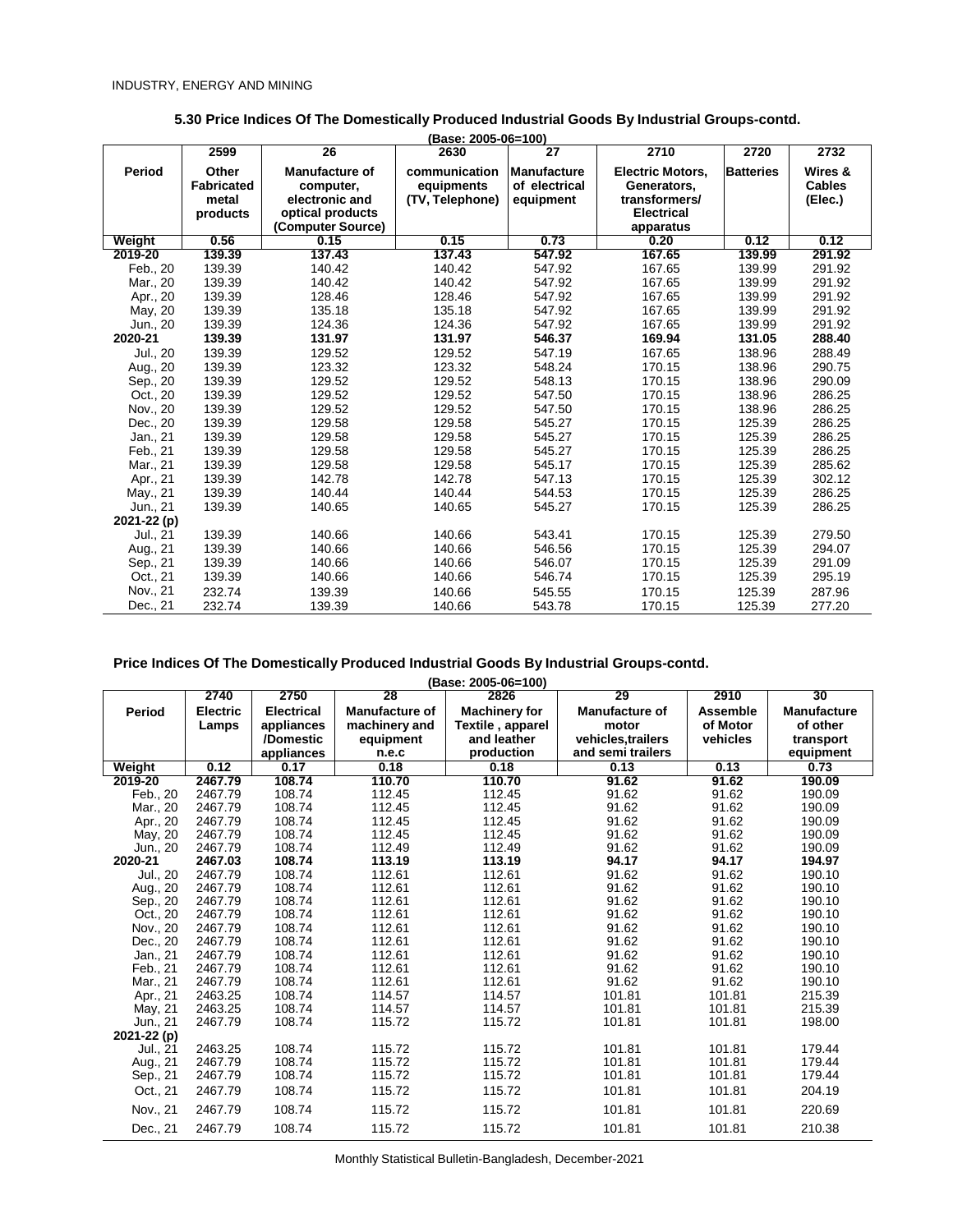INDUSTRY, ENERGY AND MINING

## 5.30 Price Indices Of The Domestically Produced Industrial Goods By Industrial Groups-contd.

(Base: 2005-06=100)

| Period | 2599 Other Fabricated metal products | 26 Manufacture of computer, electronic and optical products (Computer Source) | 2630 communication equipments (TV, Telephone) | 27 Manufacture of electrical equipment | 2710 Electric Motors, Generators, transformers/ Electrical apparatus | 2720 Batteries | 2732 Wires & Cables (Elec.) |
|---|---|---|---|---|---|---|---|
| Weight | 0.56 | 0.15 | 0.15 | 0.73 | 0.20 | 0.12 | 0.12 |
| **2019-20** | **139.39** | **137.43** | **137.43** | **547.92** | **167.65** | **139.99** | **291.92** |
| Feb., 20 | 139.39 | 140.42 | 140.42 | 547.92 | 167.65 | 139.99 | 291.92 |
| Mar., 20 | 139.39 | 140.42 | 140.42 | 547.92 | 167.65 | 139.99 | 291.92 |
| Apr., 20 | 139.39 | 128.46 | 128.46 | 547.92 | 167.65 | 139.99 | 291.92 |
| May, 20 | 139.39 | 135.18 | 135.18 | 547.92 | 167.65 | 139.99 | 291.92 |
| Jun., 20 | 139.39 | 124.36 | 124.36 | 547.92 | 167.65 | 139.99 | 291.92 |
| **2020-21** | **139.39** | **131.97** | **131.97** | **546.37** | **169.94** | **131.05** | **288.40** |
| Jul., 20 | 139.39 | 129.52 | 129.52 | 547.19 | 167.65 | 138.96 | 288.49 |
| Aug., 20 | 139.39 | 123.32 | 123.32 | 548.24 | 170.15 | 138.96 | 290.75 |
| Sep., 20 | 139.39 | 129.52 | 129.52 | 548.13 | 170.15 | 138.96 | 290.09 |
| Oct., 20 | 139.39 | 129.52 | 129.52 | 547.50 | 170.15 | 138.96 | 286.25 |
| Nov., 20 | 139.39 | 129.52 | 129.52 | 547.50 | 170.15 | 138.96 | 286.25 |
| Dec., 20 | 139.39 | 129.58 | 129.58 | 545.27 | 170.15 | 125.39 | 286.25 |
| Jan., 21 | 139.39 | 129.58 | 129.58 | 545.27 | 170.15 | 125.39 | 286.25 |
| Feb., 21 | 139.39 | 129.58 | 129.58 | 545.27 | 170.15 | 125.39 | 286.25 |
| Mar., 21 | 139.39 | 129.58 | 129.58 | 545.17 | 170.15 | 125.39 | 285.62 |
| Apr., 21 | 139.39 | 142.78 | 142.78 | 547.13 | 170.15 | 125.39 | 302.12 |
| May., 21 | 139.39 | 140.44 | 140.44 | 544.53 | 170.15 | 125.39 | 286.25 |
| Jun., 21 | 139.39 | 140.65 | 140.65 | 545.27 | 170.15 | 125.39 | 286.25 |
| **2021-22 (p)** | | | | | | | |
| Jul., 21 | 139.39 | 140.66 | 140.66 | 543.41 | 170.15 | 125.39 | 279.50 |
| Aug., 21 | 139.39 | 140.66 | 140.66 | 546.56 | 170.15 | 125.39 | 294.07 |
| Sep., 21 | 139.39 | 140.66 | 140.66 | 546.07 | 170.15 | 125.39 | 291.09 |
| Oct., 21 | 139.39 | 140.66 | 140.66 | 546.74 | 170.15 | 125.39 | 295.19 |
| Nov., 21 | 232.74 | 139.39 | 140.66 | 545.55 | 170.15 | 125.39 | 287.96 |
| Dec., 21 | 232.74 | 139.39 | 140.66 | 543.78 | 170.15 | 125.39 | 277.20 |

## Price Indices Of The Domestically Produced Industrial Goods By Industrial Groups-contd.

(Base: 2005-06=100)

| Period | 2740 Electric Lamps | 2750 Electrical appliances /Domestic appliances | 28 Manufacture of machinery and equipment n.e.c | 2826 Machinery for Textile , apparel and leather production | 29 Manufacture of motor vehicles,trailers and semi trailers | 2910 Assemble of Motor vehicles | 30 Manufacture of other transport equipment |
|---|---|---|---|---|---|---|---|
| Weight | 0.12 | 0.17 | 0.18 | 0.18 | 0.13 | 0.13 | 0.73 |
| **2019-20** | **2467.79** | **108.74** | **110.70** | **110.70** | **91.62** | **91.62** | **190.09** |
| Feb., 20 | 2467.79 | 108.74 | 112.45 | 112.45 | 91.62 | 91.62 | 190.09 |
| Mar., 20 | 2467.79 | 108.74 | 112.45 | 112.45 | 91.62 | 91.62 | 190.09 |
| Apr., 20 | 2467.79 | 108.74 | 112.45 | 112.45 | 91.62 | 91.62 | 190.09 |
| May, 20 | 2467.79 | 108.74 | 112.45 | 112.45 | 91.62 | 91.62 | 190.09 |
| Jun., 20 | 2467.79 | 108.74 | 112.49 | 112.49 | 91.62 | 91.62 | 190.09 |
| **2020-21** | **2467.03** | **108.74** | **113.19** | **113.19** | **94.17** | **94.17** | **194.97** |
| Jul., 20 | 2467.79 | 108.74 | 112.61 | 112.61 | 91.62 | 91.62 | 190.10 |
| Aug., 20 | 2467.79 | 108.74 | 112.61 | 112.61 | 91.62 | 91.62 | 190.10 |
| Sep., 20 | 2467.79 | 108.74 | 112.61 | 112.61 | 91.62 | 91.62 | 190.10 |
| Oct., 20 | 2467.79 | 108.74 | 112.61 | 112.61 | 91.62 | 91.62 | 190.10 |
| Nov., 20 | 2467.79 | 108.74 | 112.61 | 112.61 | 91.62 | 91.62 | 190.10 |
| Dec., 20 | 2467.79 | 108.74 | 112.61 | 112.61 | 91.62 | 91.62 | 190.10 |
| Jan., 21 | 2467.79 | 108.74 | 112.61 | 112.61 | 91.62 | 91.62 | 190.10 |
| Feb., 21 | 2467.79 | 108.74 | 112.61 | 112.61 | 91.62 | 91.62 | 190.10 |
| Mar., 21 | 2467.79 | 108.74 | 112.61 | 112.61 | 91.62 | 91.62 | 190.10 |
| Apr., 21 | 2463.25 | 108.74 | 114.57 | 114.57 | 101.81 | 101.81 | 215.39 |
| May, 21 | 2463.25 | 108.74 | 114.57 | 114.57 | 101.81 | 101.81 | 215.39 |
| Jun., 21 | 2467.79 | 108.74 | 115.72 | 115.72 | 101.81 | 101.81 | 198.00 |
| **2021-22 (p)** | | | | | | | |
| Jul., 21 | 2463.25 | 108.74 | 115.72 | 115.72 | 101.81 | 101.81 | 179.44 |
| Aug., 21 | 2467.79 | 108.74 | 115.72 | 115.72 | 101.81 | 101.81 | 179.44 |
| Sep., 21 | 2467.79 | 108.74 | 115.72 | 115.72 | 101.81 | 101.81 | 179.44 |
| Oct., 21 | 2467.79 | 108.74 | 115.72 | 115.72 | 101.81 | 101.81 | 204.19 |
| Nov., 21 | 2467.79 | 108.74 | 115.72 | 115.72 | 101.81 | 101.81 | 220.69 |
| Dec., 21 | 2467.79 | 108.74 | 115.72 | 115.72 | 101.81 | 101.81 | 210.38 |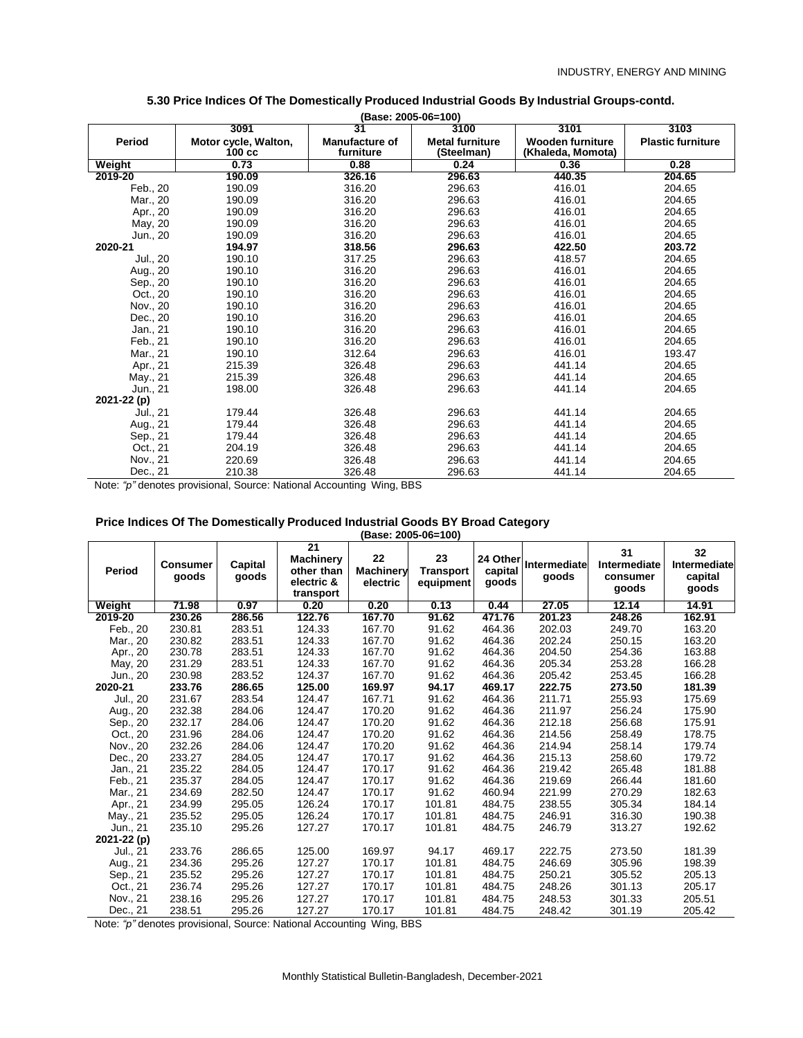## 5.30 Price Indices Of The Domestically Produced Industrial Goods By Industrial Groups-contd.

(Base: 2005-06=100)

| Period | 3091<br>Motor cycle, Walton, 100 cc | 31<br>Manufacture of furniture | 3100<br>Metal furniture (Steelman) | 3101<br>Wooden furniture (Khaleda, Momota) | 3103<br>Plastic furniture |
|---|---|---|---|---|---|
| **Weight** | **0.73** | **0.88** | **0.24** | **0.36** | **0.28** |
| **2019-20** | **190.09** | **326.16** | **296.63** | **440.35** | **204.65** |
| Feb., 20 | 190.09 | 316.20 | 296.63 | 416.01 | 204.65 |
| Mar., 20 | 190.09 | 316.20 | 296.63 | 416.01 | 204.65 |
| Apr., 20 | 190.09 | 316.20 | 296.63 | 416.01 | 204.65 |
| May, 20 | 190.09 | 316.20 | 296.63 | 416.01 | 204.65 |
| Jun., 20 | 190.09 | 316.20 | 296.63 | 416.01 | 204.65 |
| **2020-21** | **194.97** | **318.56** | **296.63** | **422.50** | **203.72** |
| Jul., 20 | 190.10 | 317.25 | 296.63 | 418.57 | 204.65 |
| Aug., 20 | 190.10 | 316.20 | 296.63 | 416.01 | 204.65 |
| Sep., 20 | 190.10 | 316.20 | 296.63 | 416.01 | 204.65 |
| Oct., 20 | 190.10 | 316.20 | 296.63 | 416.01 | 204.65 |
| Nov., 20 | 190.10 | 316.20 | 296.63 | 416.01 | 204.65 |
| Dec., 20 | 190.10 | 316.20 | 296.63 | 416.01 | 204.65 |
| Jan., 21 | 190.10 | 316.20 | 296.63 | 416.01 | 204.65 |
| Feb., 21 | 190.10 | 316.20 | 296.63 | 416.01 | 204.65 |
| Mar., 21 | 190.10 | 312.64 | 296.63 | 416.01 | 193.47 |
| Apr., 21 | 215.39 | 326.48 | 296.63 | 441.14 | 204.65 |
| May., 21 | 215.39 | 326.48 | 296.63 | 441.14 | 204.65 |
| Jun., 21 | 198.00 | 326.48 | 296.63 | 441.14 | 204.65 |
| **2021-22 (p)** | | | | | |
| Jul., 21 | 179.44 | 326.48 | 296.63 | 441.14 | 204.65 |
| Aug., 21 | 179.44 | 326.48 | 296.63 | 441.14 | 204.65 |
| Sep., 21 | 179.44 | 326.48 | 296.63 | 441.14 | 204.65 |
| Oct., 21 | 204.19 | 326.48 | 296.63 | 441.14 | 204.65 |
| Nov., 21 | 220.69 | 326.48 | 296.63 | 441.14 | 204.65 |
| Dec., 21 | 210.38 | 326.48 | 296.63 | 441.14 | 204.65 |

Note: *"p"* denotes provisional, Source: National Accounting Wing, BBS

## Price Indices Of The Domestically Produced Industrial Goods BY Broad Category

(Base: 2005-06=100)

| Period | Consumer goods | Capital goods | 21<br>Machinery other than electric & transport | 22<br>Machinery electric | 23<br>Transport equipment | 24 Other capital goods | Intermediate goods | 31<br>Intermediate consumer goods | 32<br>Intermediate capital goods |
|---|---|---|---|---|---|---|---|---|---|
| **Weight** | **71.98** | **0.97** | **0.20** | **0.20** | **0.13** | **0.44** | **27.05** | **12.14** | **14.91** |
| **2019-20** | **230.26** | **286.56** | **122.76** | **167.70** | **91.62** | **471.76** | **201.23** | **248.26** | **162.91** |
| Feb., 20 | 230.81 | 283.51 | 124.33 | 167.70 | 91.62 | 464.36 | 202.03 | 249.70 | 163.20 |
| Mar., 20 | 230.82 | 283.51 | 124.33 | 167.70 | 91.62 | 464.36 | 202.24 | 250.15 | 163.20 |
| Apr., 20 | 230.78 | 283.51 | 124.33 | 167.70 | 91.62 | 464.36 | 204.50 | 254.36 | 163.88 |
| May, 20 | 231.29 | 283.51 | 124.33 | 167.70 | 91.62 | 464.36 | 205.34 | 253.28 | 166.28 |
| Jun., 20 | 230.98 | 283.52 | 124.37 | 167.70 | 91.62 | 464.36 | 205.42 | 253.45 | 166.28 |
| **2020-21** | **233.76** | **286.65** | **125.00** | **169.97** | **94.17** | **469.17** | **222.75** | **273.50** | **181.39** |
| Jul., 20 | 231.67 | 283.54 | 124.47 | 167.71 | 91.62 | 464.36 | 211.71 | 255.93 | 175.69 |
| Aug., 20 | 232.38 | 284.06 | 124.47 | 170.20 | 91.62 | 464.36 | 211.97 | 256.24 | 175.90 |
| Sep., 20 | 232.17 | 284.06 | 124.47 | 170.20 | 91.62 | 464.36 | 212.18 | 256.68 | 175.91 |
| Oct., 20 | 231.96 | 284.06 | 124.47 | 170.20 | 91.62 | 464.36 | 214.56 | 258.49 | 178.75 |
| Nov., 20 | 232.26 | 284.06 | 124.47 | 170.20 | 91.62 | 464.36 | 214.94 | 258.14 | 179.74 |
| Dec., 20 | 233.27 | 284.05 | 124.47 | 170.17 | 91.62 | 464.36 | 215.13 | 258.60 | 179.72 |
| Jan., 21 | 235.22 | 284.05 | 124.47 | 170.17 | 91.62 | 464.36 | 219.42 | 265.48 | 181.88 |
| Feb., 21 | 235.37 | 284.05 | 124.47 | 170.17 | 91.62 | 464.36 | 219.69 | 266.44 | 181.60 |
| Mar., 21 | 234.69 | 282.50 | 124.47 | 170.17 | 91.62 | 460.94 | 221.99 | 270.29 | 182.63 |
| Apr., 21 | 234.99 | 295.05 | 126.24 | 170.17 | 101.81 | 484.75 | 238.55 | 305.34 | 184.14 |
| May., 21 | 235.52 | 295.05 | 126.24 | 170.17 | 101.81 | 484.75 | 246.91 | 316.30 | 190.38 |
| Jun., 21 | 235.10 | 295.26 | 127.27 | 170.17 | 101.81 | 484.75 | 246.79 | 313.27 | 192.62 |
| **2021-22 (p)** | | | | | | | | | |
| Jul., 21 | 233.76 | 286.65 | 125.00 | 169.97 | 94.17 | 469.17 | 222.75 | 273.50 | 181.39 |
| Aug., 21 | 234.36 | 295.26 | 127.27 | 170.17 | 101.81 | 484.75 | 246.69 | 305.96 | 198.39 |
| Sep., 21 | 235.52 | 295.26 | 127.27 | 170.17 | 101.81 | 484.75 | 250.21 | 305.52 | 205.13 |
| Oct., 21 | 236.74 | 295.26 | 127.27 | 170.17 | 101.81 | 484.75 | 248.26 | 301.13 | 205.17 |
| Nov., 21 | 238.16 | 295.26 | 127.27 | 170.17 | 101.81 | 484.75 | 248.53 | 301.33 | 205.51 |
| Dec., 21 | 238.51 | 295.26 | 127.27 | 170.17 | 101.81 | 484.75 | 248.42 | 301.19 | 205.42 |

Note: *"p"* denotes provisional, Source: National Accounting Wing, BBS